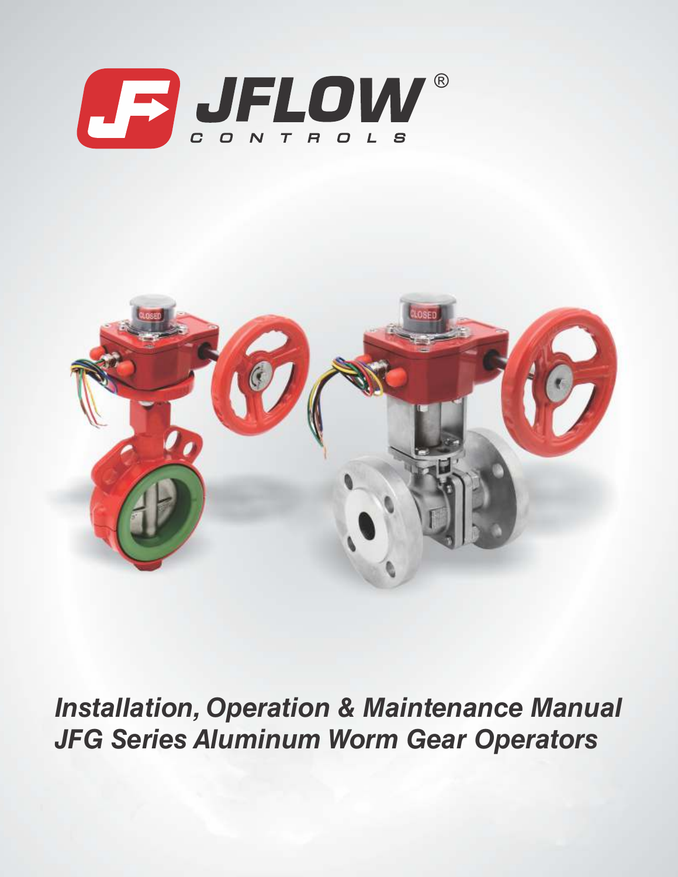JFLOW®
CONTROLS

# Installation, Operation & Maintenance Manual
# JFG Series Aluminum Worm Gear Operators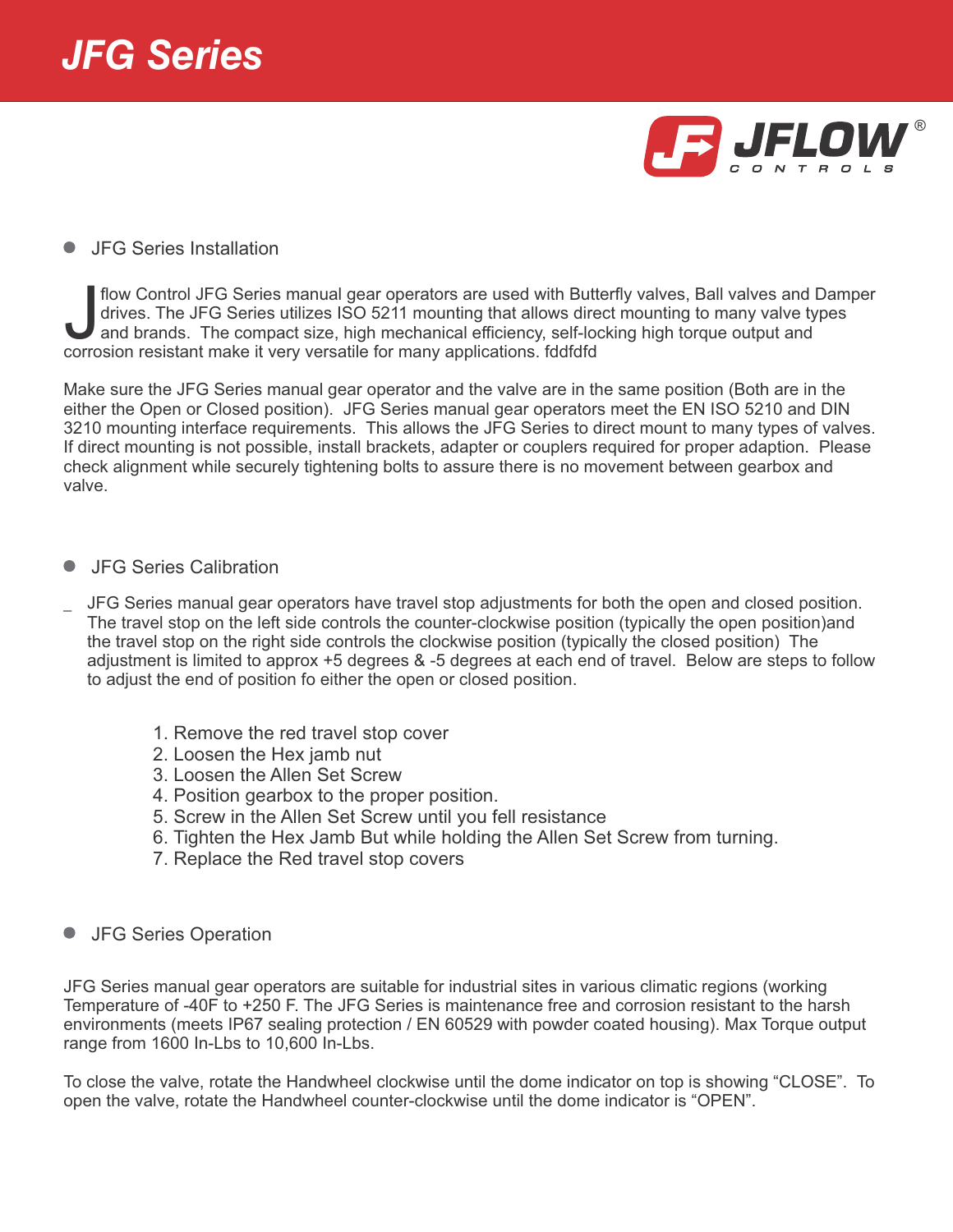# JFG Series

JFLOW® CONTROLS

- JFG Series Installation

Jflow Control JFG Series manual gear operators are used with Butterfly valves, Ball valves and Damper drives. The JFG Series utilizes ISO 5211 mounting that allows direct mounting to many valve types and brands. The compact size, high mechanical efficiency, self-locking high torque output and corrosion resistant make it very versatile for many applications. fddfdfd

Make sure the JFG Series manual gear operator and the valve are in the same position (Both are in the either the Open or Closed position). JFG Series manual gear operators meet the EN ISO 5210 and DIN 3210 mounting interface requirements. This allows the JFG Series to direct mount to many types of valves. If direct mounting is not possible, install brackets, adapter or couplers required for proper adaption. Please check alignment while securely tightening bolts to assure there is no movement between gearbox and valve.

- JFG Series Calibration

_ JFG Series manual gear operators have travel stop adjustments for both the open and closed position. The travel stop on the left side controls the counter-clockwise position (typically the open position)and the travel stop on the right side controls the clockwise position (typically the closed position) The adjustment is limited to approx +5 degrees & -5 degrees at each end of travel. Below are steps to follow to adjust the end of position fo either the open or closed position.

1. Remove the red travel stop cover
2. Loosen the Hex jamb nut
3. Loosen the Allen Set Screw
4. Position gearbox to the proper position.
5. Screw in the Allen Set Screw until you fell resistance
6. Tighten the Hex Jamb But while holding the Allen Set Screw from turning.
7. Replace the Red travel stop covers

- JFG Series Operation

JFG Series manual gear operators are suitable for industrial sites in various climatic regions (working Temperature of -40F to +250 F. The JFG Series is maintenance free and corrosion resistant to the harsh environments (meets IP67 sealing protection / EN 60529 with powder coated housing). Max Torque output range from 1600 In-Lbs to 10,600 In-Lbs.

To close the valve, rotate the Handwheel clockwise until the dome indicator on top is showing "CLOSE". To open the valve, rotate the Handwheel counter-clockwise until the dome indicator is "OPEN".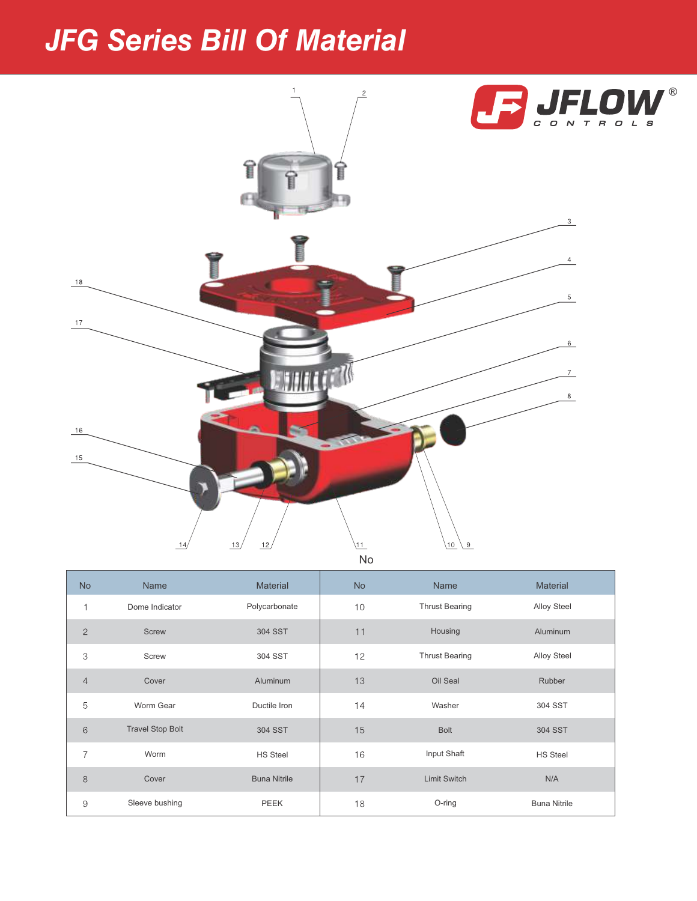# JFG Series Bill Of Material

| No | Name | Material | No | Name | Material |
|---|---|---|---|---|---|
| 1 | Dome Indicator | Polycarbonate | 10 | Thrust Bearing | Alloy Steel |
| 2 | Screw | 304 SST | 11 | Housing | Aluminum |
| 3 | Screw | 304 SST | 12 | Thrust Bearing | Alloy Steel |
| 4 | Cover | Aluminum | 13 | Oil Seal | Rubber |
| 5 | Worm Gear | Ductile Iron | 14 | Washer | 304 SST |
| 6 | Travel Stop Bolt | 304 SST | 15 | Bolt | 304 SST |
| 7 | Worm | HS Steel | 16 | Input Shaft | HS Steel |
| 8 | Cover | Buna Nitrile | 17 | Limit Switch | N/A |
| 9 | Sleeve bushing | PEEK | 18 | O-ring | Buna Nitrile |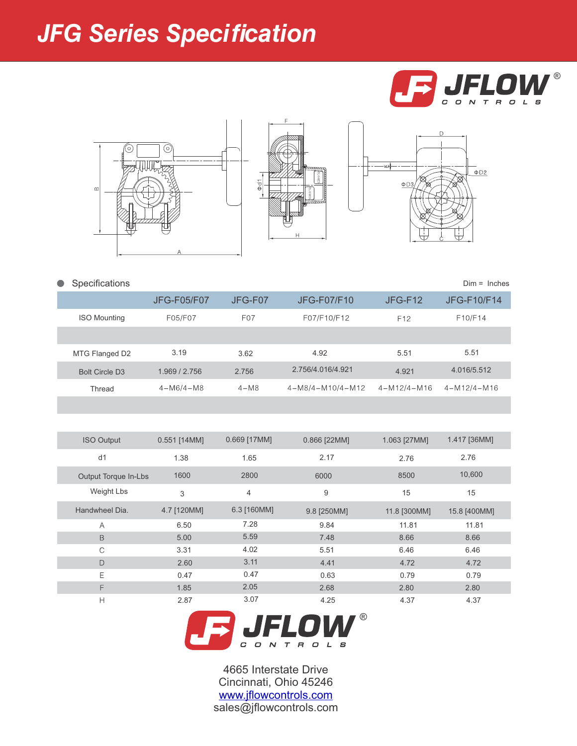# JFG Series Specification

JFLOW® CONTROLS

A

B

F

Φd1

H

D

ΦD2

ΦD3

E

C

Specifications

Dim = Inches

| | JFG-F05/F07 | JFG-F07 | JFG-F07/F10 | JFG-F12 | JFG-F10/F14 |
|---|---|---|---|---|---|
| ISO Mounting | F05/F07 | F07 | F07/F10/F12 | F12 | F10/F14 |
| | | | | | |
| MTG Flanged D2 | 3.19 | 3.62 | 4.92 | 5.51 | 5.51 |
| Bolt Circle D3 | 1.969 / 2.756 | 2.756 | 2.756/4.016/4.921 | 4.921 | 4.016/5.512 |
| Thread | 4–M6/4–M8 | 4–M8 | 4–M8/4–M10/4–M12 | 4–M12/4–M16 | 4–M12/4–M16 |
| | | | | | |
| ISO Output | 0.551 [14MM] | 0.669 [17MM] | 0.866 [22MM] | 1.063 [27MM] | 1.417 [36MM] |
| d1 | 1.38 | 1.65 | 2.17 | 2.76 | 2.76 |
| Output Torque In-Lbs | 1600 | 2800 | 6000 | 8500 | 10,600 |
| Weight Lbs | 3 | 4 | 9 | 15 | 15 |
| Handwheel Dia. | 4.7 [120MM] | 6.3 [160MM] | 9.8 [250MM] | 11.8 [300MM] | 15.8 [400MM] |
| A | 6.50 | 7.28 | 9.84 | 11.81 | 11.81 |
| B | 5.00 | 5.59 | 7.48 | 8.66 | 8.66 |
| C | 3.31 | 4.02 | 5.51 | 6.46 | 6.46 |
| D | 2.60 | 3.11 | 4.41 | 4.72 | 4.72 |
| E | 0.47 | 0.47 | 0.63 | 0.79 | 0.79 |
| F | 1.85 | 2.05 | 2.68 | 2.80 | 2.80 |
| H | 2.87 | 3.07 | 4.25 | 4.37 | 4.37 |

JFLOW® CONTROLS

4665 Interstate Drive
Cincinnati, Ohio 45246
www.jflowcontrols.com
sales@jflowcontrols.com